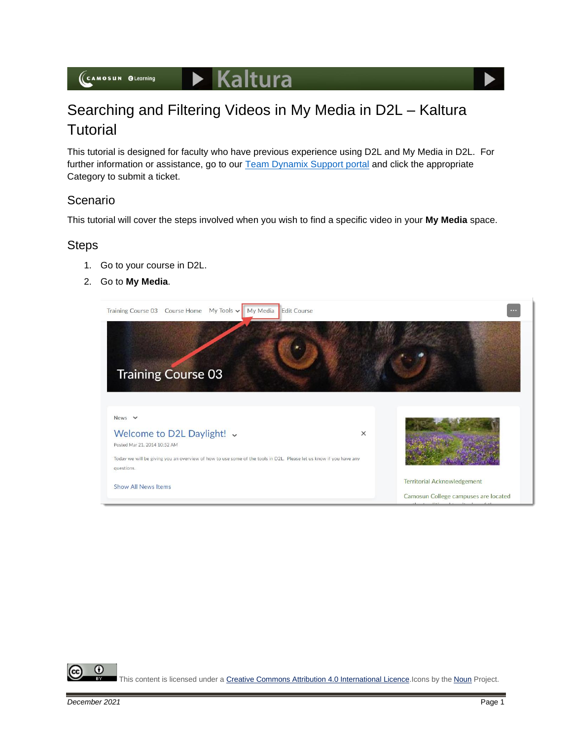# Searching and Filtering Videos in My Media in D2L – Kaltura Tutorial

This tutorial is designed for faculty who have previous experience using D2L and My Media in D2L. For further information or assistance, go to our Team Dynamix Support portal and click the appropriate Category to submit a ticket.

## Scenario

This tutorial will cover the steps involved when you wish to find a specific video in your **My Media** space.

## Steps

1. Go to your course in D2L.
2. Go to **My Media**.

This content is licensed under a Creative Commons Attribution 4.0 International Licence. Icons by the Noun Project.

*December 2021*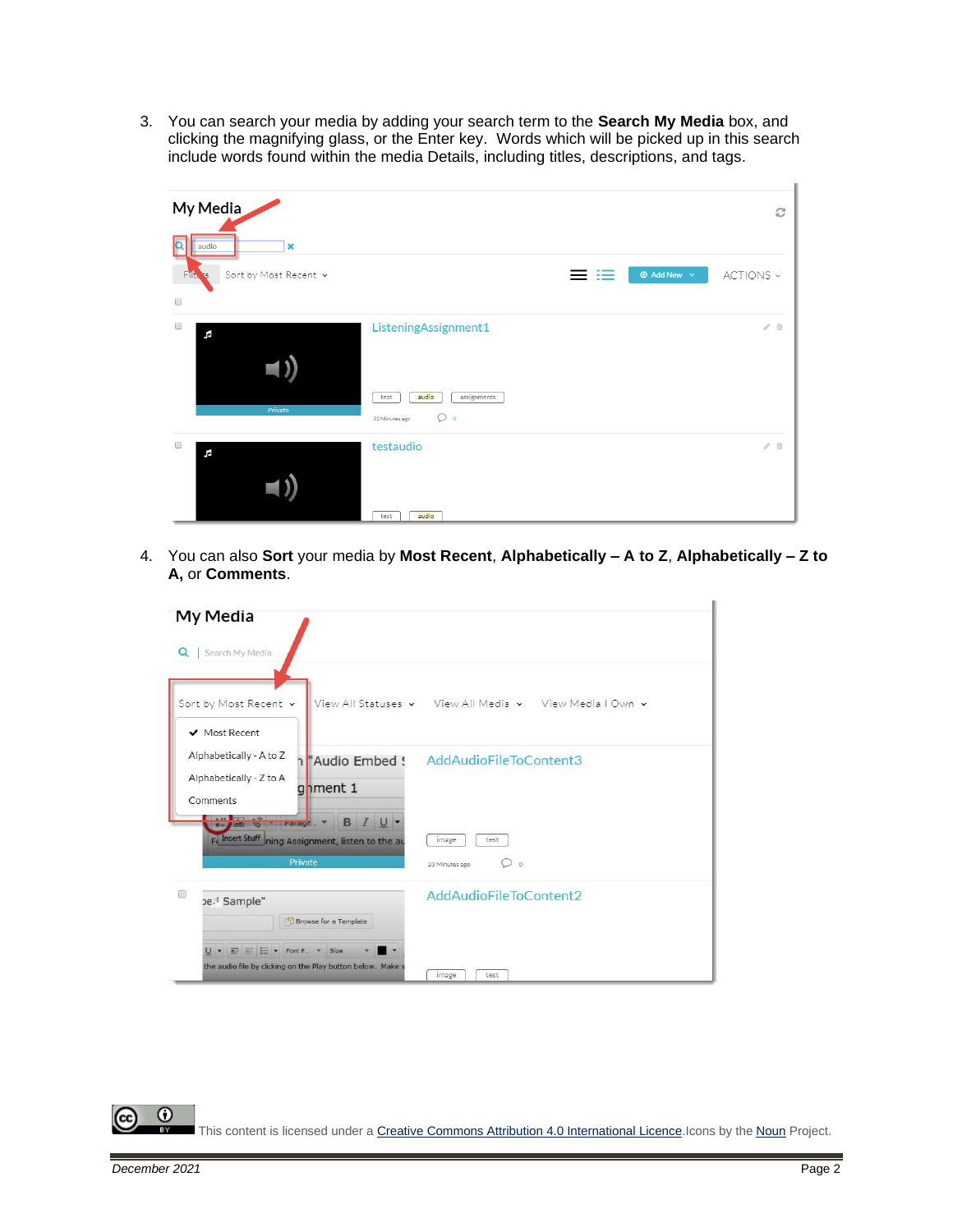3. You can search your media by adding your search term to the **Search My Media** box, and clicking the magnifying glass, or the Enter key. Words which will be picked up in this search include words found within the media Details, including titles, descriptions, and tags.

4. You can also **Sort** your media by **Most Recent**, **Alphabetically – A to Z**, **Alphabetically – Z to A,** or **Comments**.

This content is licensed under a [Creative Commons Attribution 4.0 International Licence](). Icons by the [Noun]() Project.

December 2021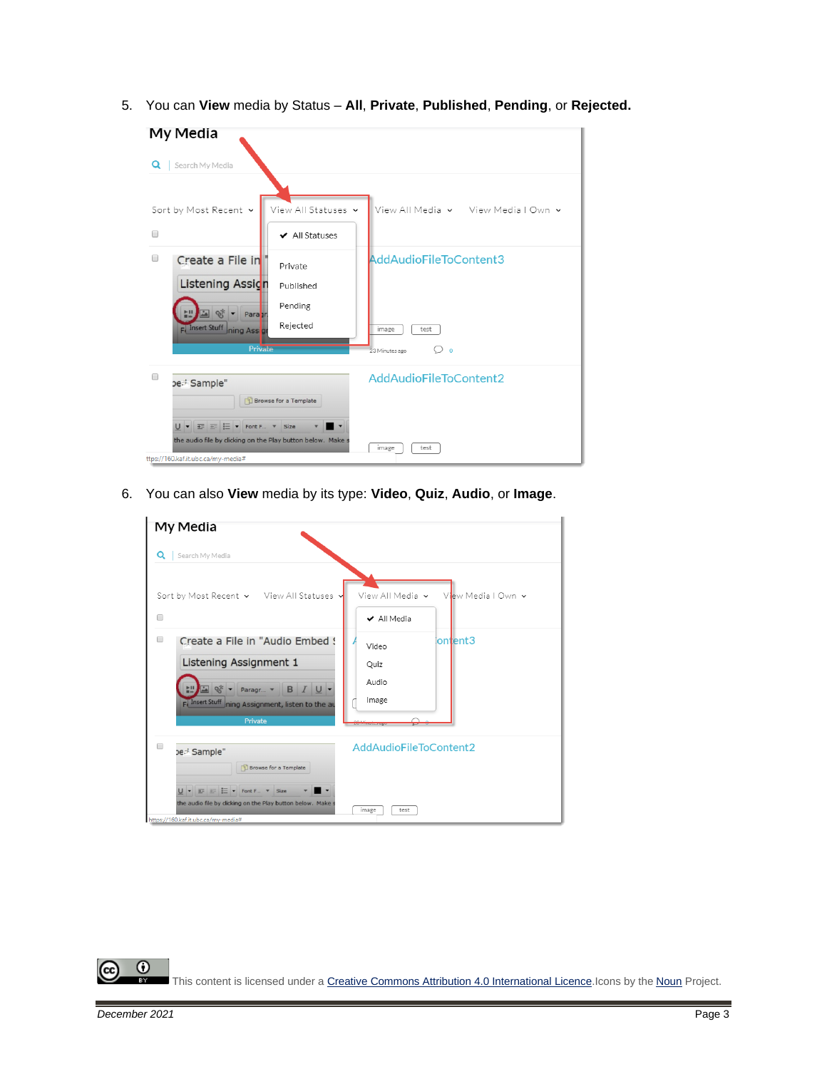5. You can **View** media by Status – **All**, **Private**, **Published**, **Pending**, or **Rejected.**

6. You can also **View** media by its type: **Video**, **Quiz**, **Audio**, or **Image**.

This content is licensed under a Creative Commons Attribution 4.0 International Licence.Icons by the Noun Project.

*December 2021*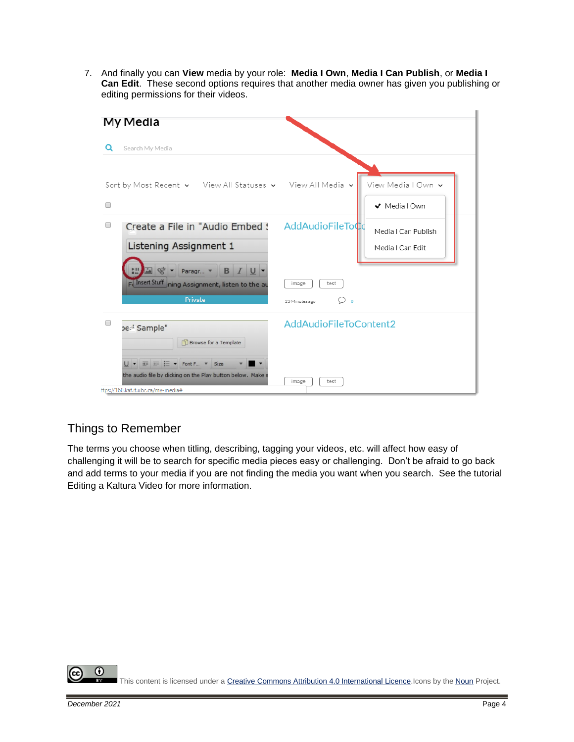7. And finally you can **View** media by your role: **Media I Own**, **Media I Can Publish**, or **Media I Can Edit**. These second options requires that another media owner has given you publishing or editing permissions for their videos.

## Things to Remember

The terms you choose when titling, describing, tagging your videos, etc. will affect how easy of challenging it will be to search for specific media pieces easy or challenging. Don't be afraid to go back and add terms to your media if you are not finding the media you want when you search. See the tutorial Editing a Kaltura Video for more information.

This content is licensed under a Creative Commons Attribution 4.0 International Licence. Icons by the Noun Project.

December 2021